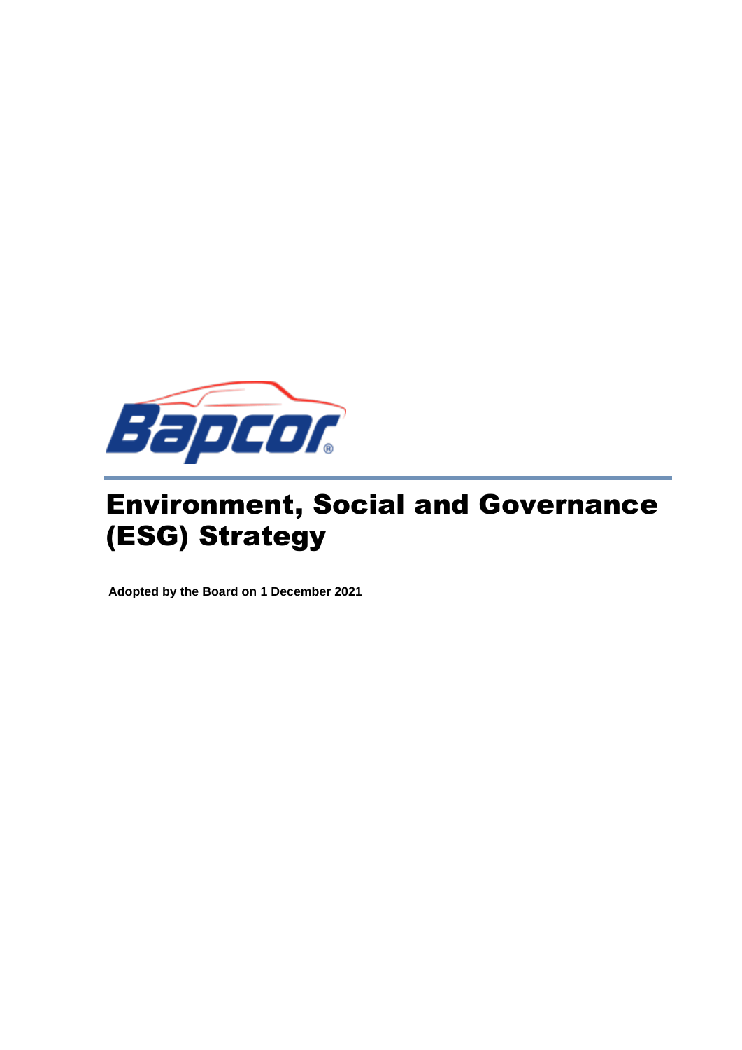# Environment, Social and Governance (ESG) Strategy

**Adopted by the Board on 1 December 2021**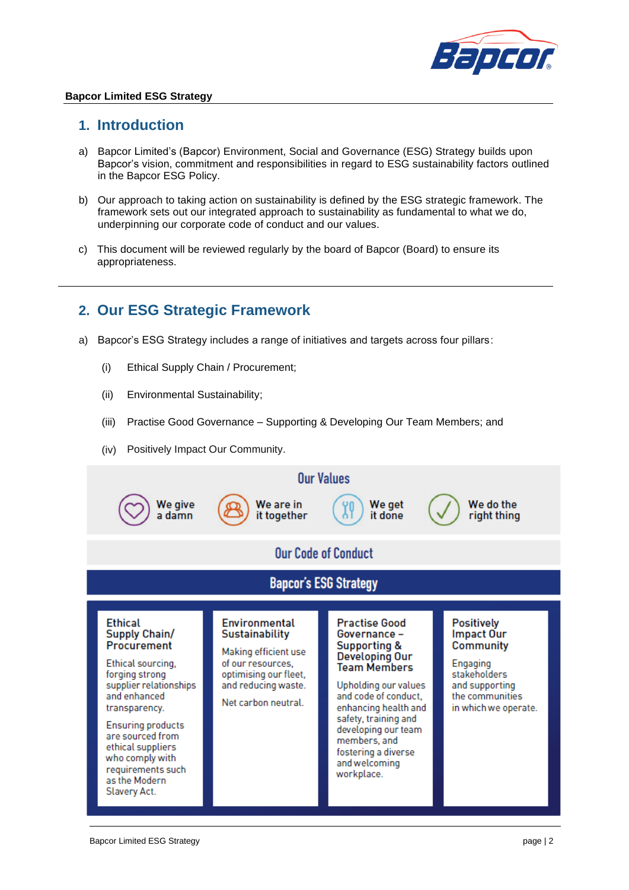## 1. Introduction

a) Bapcor Limited's (Bapcor) Environment, Social and Governance (ESG) Strategy builds upon Bapcor's vision, commitment and responsibilities in regard to ESG sustainability factors outlined in the Bapcor ESG Policy.

b) Our approach to taking action on sustainability is defined by the ESG strategic framework. The framework sets out our integrated approach to sustainability as fundamental to what we do, underpinning our corporate code of conduct and our values.

c) This document will be reviewed regularly by the board of Bapcor (Board) to ensure its appropriateness.

## 2. Our ESG Strategic Framework

a) Bapcor's ESG Strategy includes a range of initiatives and targets across four pillars:

(i) Ethical Supply Chain / Procurement;

(ii) Environmental Sustainability;

(iii) Practise Good Governance – Supporting & Developing Our Team Members; and

(iv) Positively Impact Our Community.

**Our Values**

We give a damn | We are in it together | We get it done | We do the right thing

**Our Code of Conduct**

**Bapcor's ESG Strategy**

| Ethical Supply Chain/ Procurement | Environmental Sustainability | Practise Good Governance – Supporting & Developing Our Team Members | Positively Impact Our Community |
|---|---|---|---|
| Ethical sourcing, forging strong supplier relationships and enhanced transparency. Ensuring products are sourced from ethical suppliers who comply with requirements such as the Modern Slavery Act. | Making efficient use of our resources, optimising our fleet, and reducing waste. Net carbon neutral. | Upholding our values and code of conduct, enhancing health and safety, training and developing our team members, and fostering a diverse and welcoming workplace. | Engaging stakeholders and supporting the communities in which we operate. |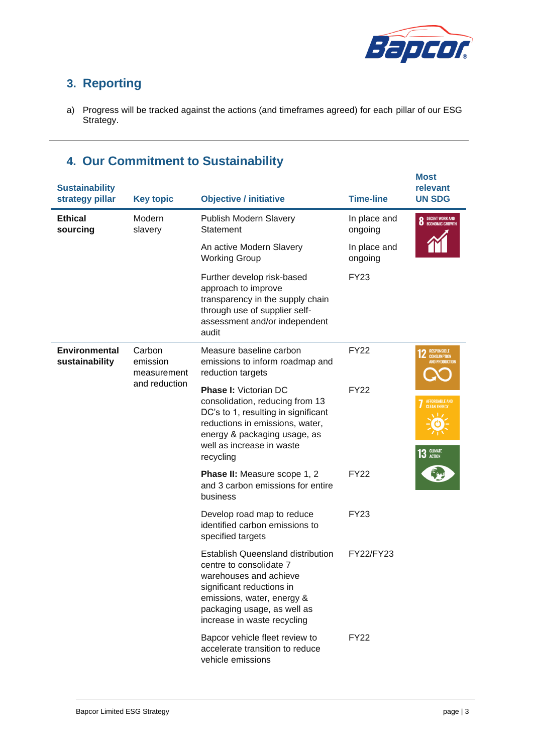## 3. Reporting

a) Progress will be tracked against the actions (and timeframes agreed) for each pillar of our ESG Strategy.

## 4. Our Commitment to Sustainability

| Sustainability strategy pillar | Key topic | Objective / initiative | Time-line | Most relevant UN SDG |
|---|---|---|---|---|
| **Ethical sourcing** | Modern slavery | Publish Modern Slavery Statement | In place and ongoing | 8 DECENT WORK AND ECONOMIC GROWTH |
| | | An active Modern Slavery Working Group | In place and ongoing | |
| | | Further develop risk-based approach to improve transparency in the supply chain through use of supplier self-assessment and/or independent audit | FY23 | |
| **Environmental sustainability** | Carbon emission measurement and reduction | Measure baseline carbon emissions to inform roadmap and reduction targets | FY22 | 12 RESPONSIBLE CONSUMPTION AND PRODUCTION |
| | | **Phase I:** Victorian DC consolidation, reducing from 13 DC's to 1, resulting in significant reductions in emissions, water, energy & packaging usage, as well as increase in waste recycling | FY22 | 7 AFFORDABLE AND CLEAN ENERGY |
| | | **Phase II:** Measure scope 1, 2 and 3 carbon emissions for entire business | FY22 | 13 CLIMATE ACTION |
| | | Develop road map to reduce identified carbon emissions to specified targets | FY23 | |
| | | Establish Queensland distribution centre to consolidate 7 warehouses and achieve significant reductions in emissions, water, energy & packaging usage, as well as increase in waste recycling | FY22/FY23 | |
| | | Bapcor vehicle fleet review to accelerate transition to reduce vehicle emissions | FY22 | |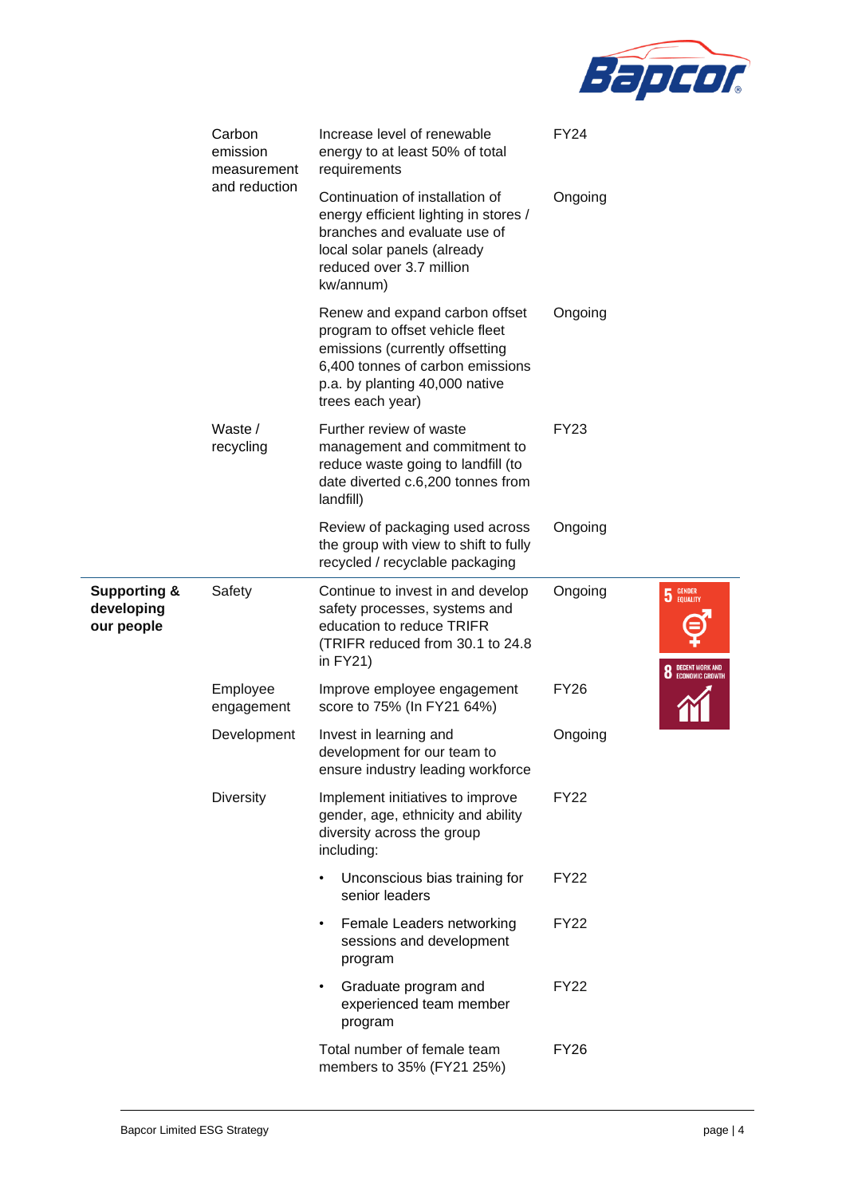| | | | | |
|---|---|---|---|---|
| | Carbon emission measurement and reduction | Increase level of renewable energy to at least 50% of total requirements | FY24 | |
| | | Continuation of installation of energy efficient lighting in stores / branches and evaluate use of local solar panels (already reduced over 3.7 million kw/annum) | Ongoing | |
| | | Renew and expand carbon offset program to offset vehicle fleet emissions (currently offsetting 6,400 tonnes of carbon emissions p.a. by planting 40,000 native trees each year) | Ongoing | |
| | Waste / recycling | Further review of waste management and commitment to reduce waste going to landfill (to date diverted c.6,200 tonnes from landfill) | FY23 | |
| | | Review of packaging used across the group with view to shift to fully recycled / recyclable packaging | Ongoing | |
| **Supporting & developing our people** | Safety | Continue to invest in and develop safety processes, systems and education to reduce TRIFR (TRIFR reduced from 30.1 to 24.8 in FY21) | Ongoing | 5 GENDER EQUALITY; 8 DECENT WORK AND ECONOMIC GROWTH |
| | Employee engagement | Improve employee engagement score to 75% (In FY21 64%) | FY26 | |
| | Development | Invest in learning and development for our team to ensure industry leading workforce | Ongoing | |
| | Diversity | Implement initiatives to improve gender, age, ethnicity and ability diversity across the group including: | FY22 | |
| | | • Unconscious bias training for senior leaders | FY22 | |
| | | • Female Leaders networking sessions and development program | FY22 | |
| | | • Graduate program and experienced team member program | FY22 | |
| | | Total number of female team members to 35% (FY21 25%) | FY26 | |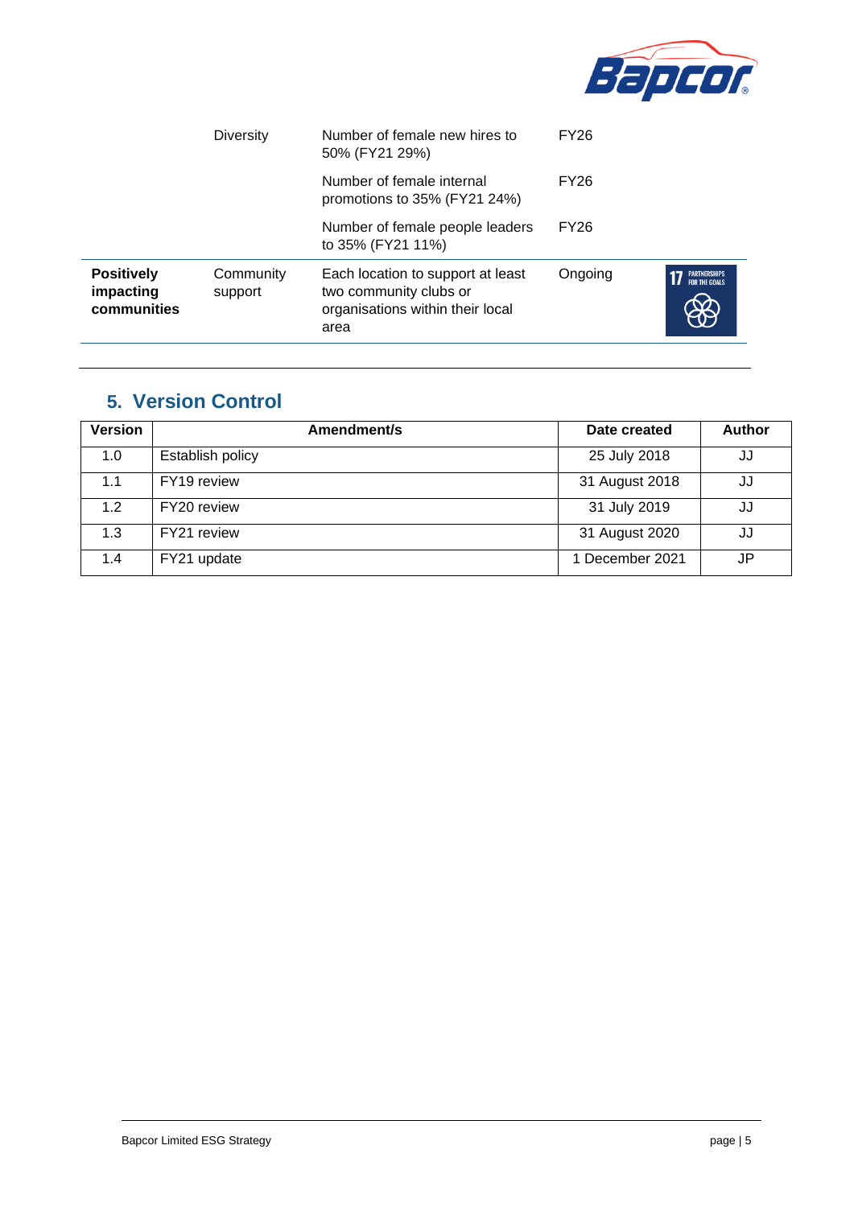| | | | | |
|---|---|---|---|---|
| | Diversity | Number of female new hires to 50% (FY21 29%) | FY26 | |
| | | Number of female internal promotions to 35% (FY21 24%) | FY26 | |
| | | Number of female people leaders to 35% (FY21 11%) | FY26 | |
| **Positively impacting communities** | Community support | Each location to support at least two community clubs or organisations within their local area | Ongoing | 17 PARTNERSHIPS FOR THE GOALS |

## 5. Version Control

| Version | Amendment/s | Date created | Author |
|---|---|---|---|
| 1.0 | Establish policy | 25 July 2018 | JJ |
| 1.1 | FY19 review | 31 August 2018 | JJ |
| 1.2 | FY20 review | 31 July 2019 | JJ |
| 1.3 | FY21 review | 31 August 2020 | JJ |
| 1.4 | FY21 update | 1 December 2021 | JP |